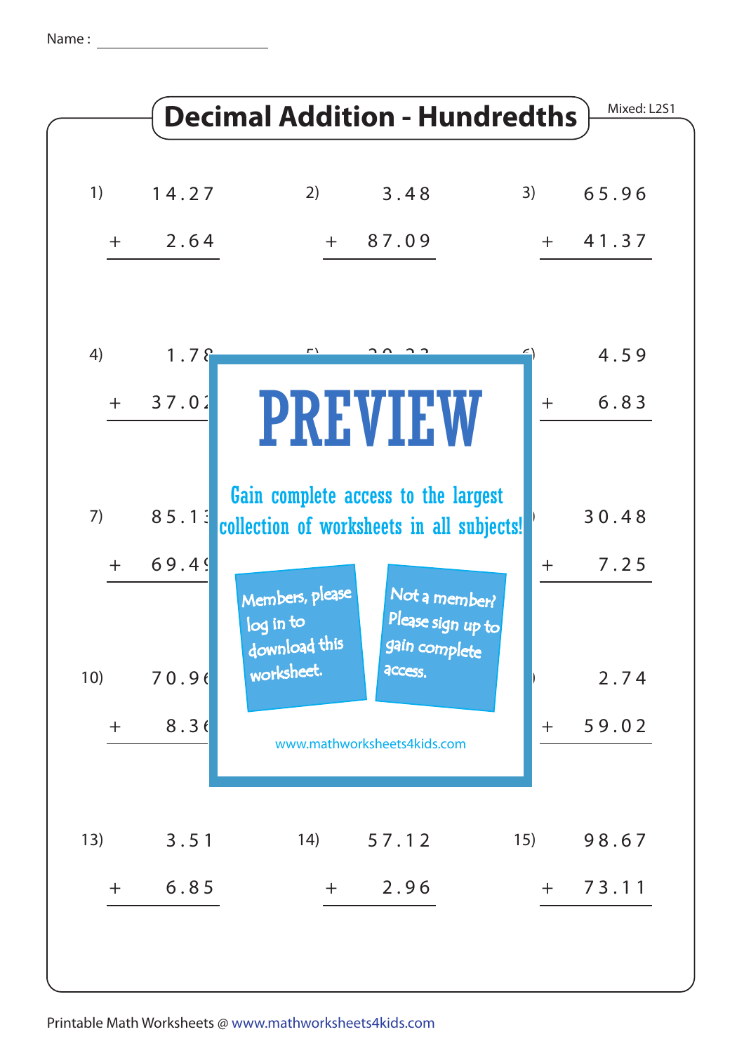Name : ____________________

# Decimal Addition - Hundredths

Mixed: L2S1

| | | |
|---|---|---|
| 1) 14.27 + 2.64 | 2) 3.48 + 87.09 | 3) 65.96 + 41.37 |
| 4) 1.78 + 37.02 | 5) 20.23 | 6) 4.59 + 6.83 |
| 7) 85.13 + 69.49 | 8) | 9) 30.48 + 7.25 |
| 10) 70.96 + 8.36 | 11) | 12) 2.74 + 59.02 |
| 13) 3.51 + 6.85 | 14) 57.12 + 2.96 | 15) 98.67 + 73.11 |

PREVIEW

Gain complete access to the largest collection of worksheets in all subjects!

Members, please log in to download this worksheet.

Not a member? Please sign up to gain complete access.

www.mathworksheets4kids.com

Printable Math Worksheets @ www.mathworksheets4kids.com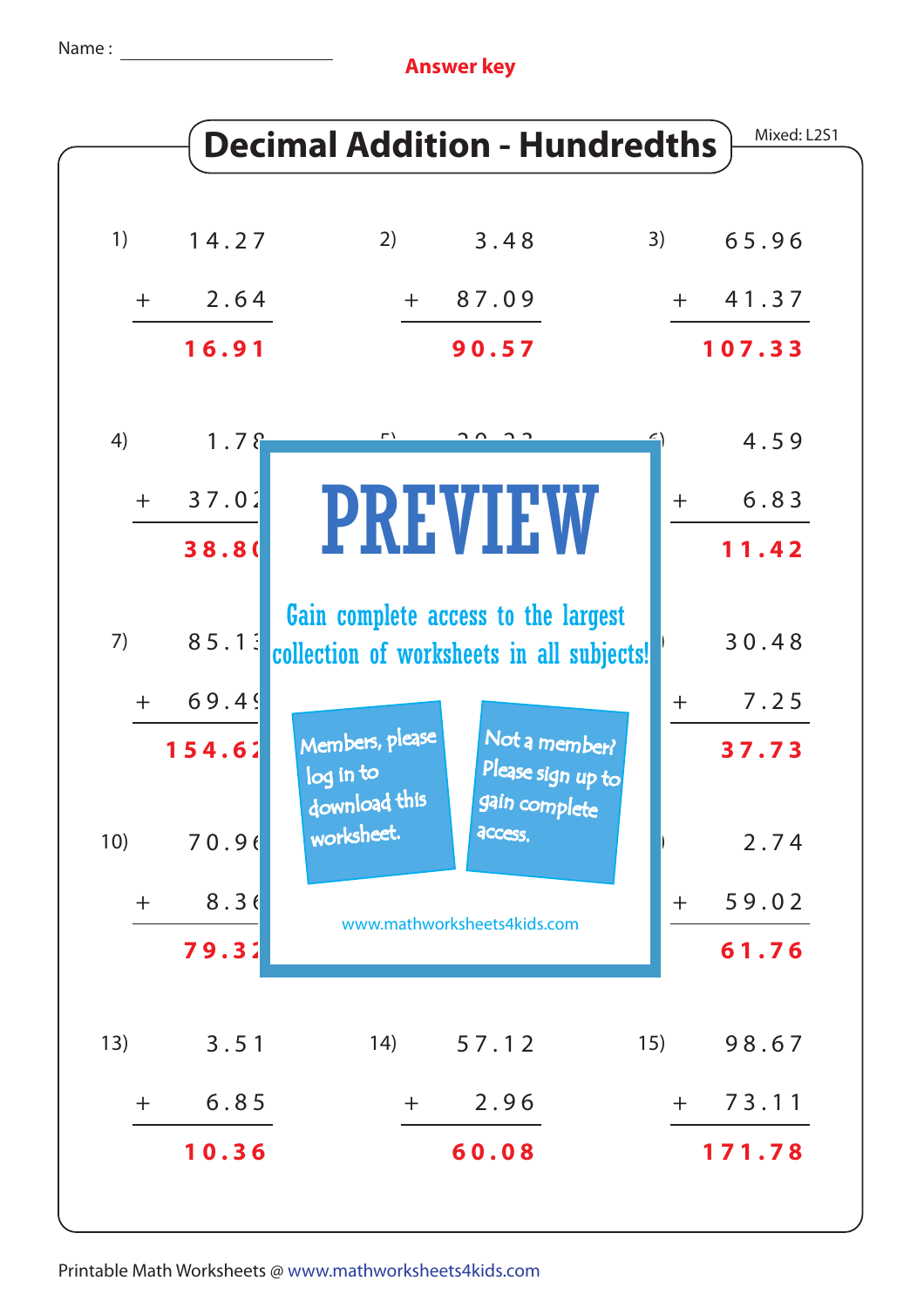Name :

**Answer key**

# Decimal Addition - Hundredths

Mixed: L2S1

1) 14.27 + 2.64 = **16.91**

2) 3.48 + 87.09 = **90.57**

3) 65.96 + 41.37 = **107.33**

4) 1.78 + 37.02 = **38.80**

5) 20.23

6) 4.59 + 6.83 = **11.42**

7) 85.13 + 69.49 = **154.62**

9) 30.48 + 7.25 = **37.73**

10) 70.96 + 8.36 = **79.32**

12) 2.74 + 59.02 = **61.76**

13) 3.51 + 6.85 = **10.36**

14) 57.12 + 2.96 = **60.08**

15) 98.67 + 73.11 = **171.78**

PREVIEW

Gain complete access to the largest collection of worksheets in all subjects!

Members, please log in to download this worksheet.

Not a member? Please sign up to gain complete access.

www.mathworksheets4kids.com

Printable Math Worksheets @ www.mathworksheets4kids.com